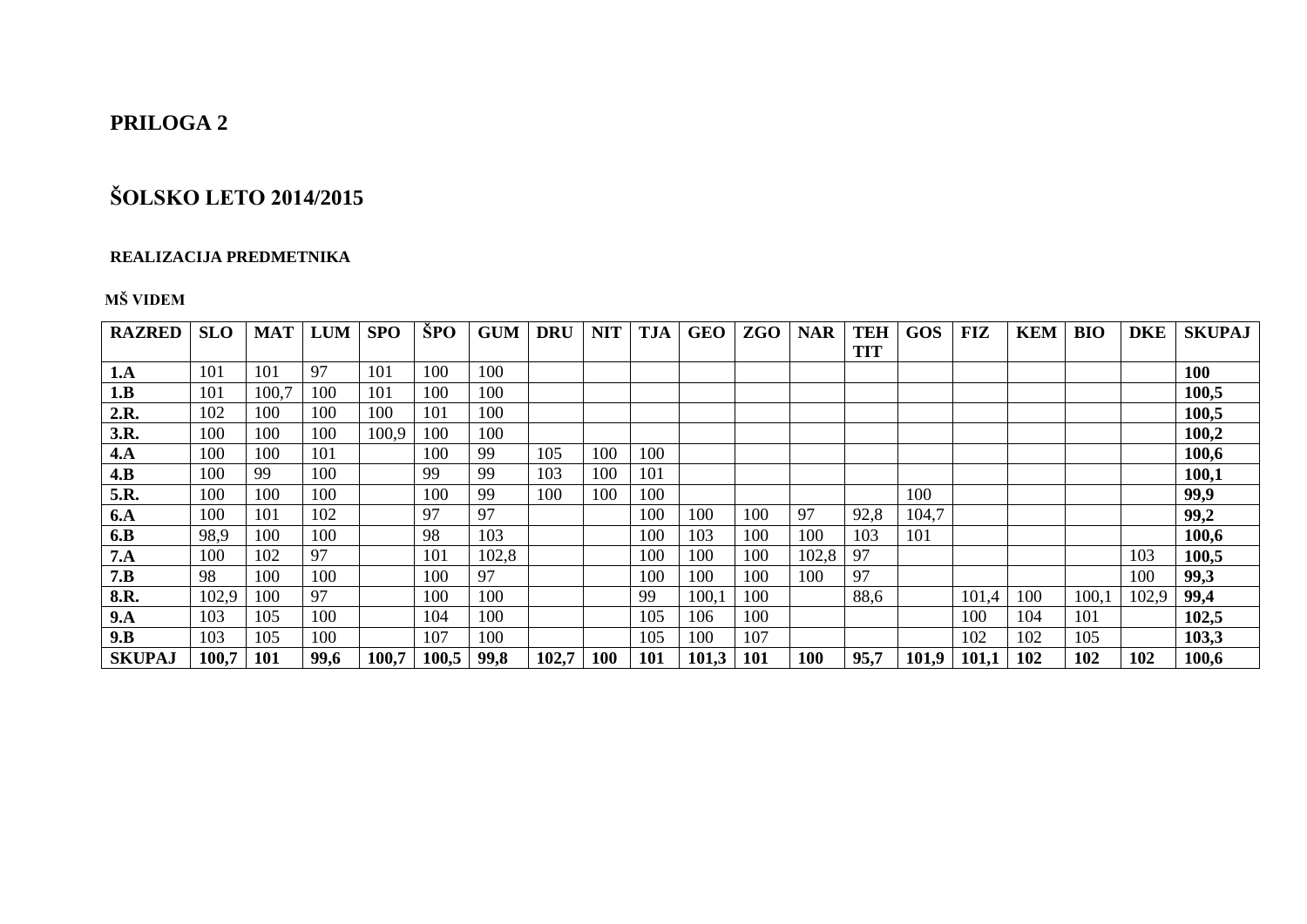# PRILOGA 2

# ŠOLSKO LETO 2014/2015

### REALIZACIJA PREDMETNIKA

#### MŠ VIDEM

| RAZRED | SLO | MAT | LUM | SPO | ŠPO | GUM | DRU | NIT | TJA | GEO | ZGO | NAR | TEH TIT | GOS | FIZ | KEM | BIO | DKE | SKUPAJ |
|---|---|---|---|---|---|---|---|---|---|---|---|---|---|---|---|---|---|---|---|
| **1.A** | 101 | 101 | 97 | 101 | 100 | 100 | | | | | | | | | | | | | **100** |
| **1.B** | 101 | 100,7 | 100 | 101 | 100 | 100 | | | | | | | | | | | | | **100,5** |
| **2.R.** | 102 | 100 | 100 | 100 | 101 | 100 | | | | | | | | | | | | | **100,5** |
| **3.R.** | 100 | 100 | 100 | 100,9 | 100 | 100 | | | | | | | | | | | | | **100,2** |
| **4.A** | 100 | 100 | 101 | | 100 | 99 | 105 | 100 | 100 | | | | | | | | | | **100,6** |
| **4.B** | 100 | 99 | 100 | | 99 | 99 | 103 | 100 | 101 | | | | | | | | | | **100,1** |
| **5.R.** | 100 | 100 | 100 | | 100 | 99 | 100 | 100 | 100 | | | | | 100 | | | | | **99,9** |
| **6.A** | 100 | 101 | 102 | | 97 | 97 | | | 100 | 100 | 100 | 97 | 92,8 | 104,7 | | | | | **99,2** |
| **6.B** | 98,9 | 100 | 100 | | 98 | 103 | | | 100 | 103 | 100 | 100 | 103 | 101 | | | | | **100,6** |
| **7.A** | 100 | 102 | 97 | | 101 | 102,8 | | | 100 | 100 | 100 | 102,8 | 97 | | | | | 103 | **100,5** |
| **7.B** | 98 | 100 | 100 | | 100 | 97 | | | 100 | 100 | 100 | 100 | 97 | | | | | 100 | **99,3** |
| **8.R.** | 102,9 | 100 | 97 | | 100 | 100 | | | 99 | 100,1 | 100 | | 88,6 | | 101,4 | 100 | 100,1 | 102,9 | **99,4** |
| **9.A** | 103 | 105 | 100 | | 104 | 100 | | | 105 | 106 | 100 | | | | 100 | 104 | 101 | | **102,5** |
| **9.B** | 103 | 105 | 100 | | 107 | 100 | | | 105 | 100 | 107 | | | | 102 | 102 | 105 | | **103,3** |
| **SKUPAJ** | **100,7** | **101** | **99,6** | **100,7** | **100,5** | **99,8** | **102,7** | **100** | **101** | **101,3** | **101** | **100** | **95,7** | **101,9** | **101,1** | **102** | **102** | **102** | **100,6** |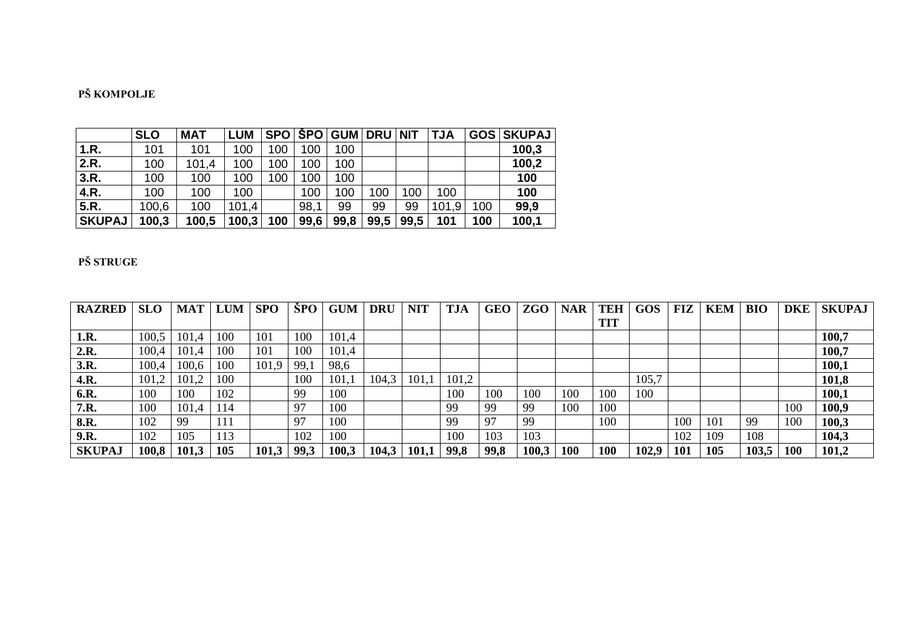**PŠ KOMPOLJE**

| | SLO | MAT | LUM | SPO | ŠPO | GUM | DRU | NIT | TJA | GOS | SKUPAJ |
|---|---|---|---|---|---|---|---|---|---|---|---|
| **1.R.** | 101 | 101 | 100 | 100 | 100 | 100 | | | | | **100,3** |
| **2.R.** | 100 | 101,4 | 100 | 100 | 100 | 100 | | | | | **100,2** |
| **3.R.** | 100 | 100 | 100 | 100 | 100 | 100 | | | | | **100** |
| **4.R.** | 100 | 100 | 100 | | 100 | 100 | 100 | 100 | 100 | | **100** |
| **5.R.** | 100,6 | 100 | 101,4 | | 98,1 | 99 | 99 | 99 | 101,9 | 100 | **99,9** |
| **SKUPAJ** | **100,3** | **100,5** | **100,3** | **100** | **99,6** | **99,8** | **99,5** | **99,5** | **101** | **100** | **100,1** |

**PŠ STRUGE**

| RAZRED | SLO | MAT | LUM | SPO | ŠPO | GUM | DRU | NIT | TJA | GEO | ZGO | NAR | TEH TIT | GOS | FIZ | KEM | BIO | DKE | SKUPAJ |
|---|---|---|---|---|---|---|---|---|---|---|---|---|---|---|---|---|---|---|---|
| **1.R.** | 100,5 | 101,4 | 100 | 101 | 100 | 101,4 | | | | | | | | | | | | | **100,7** |
| **2.R.** | 100,4 | 101,4 | 100 | 101 | 100 | 101,4 | | | | | | | | | | | | | **100,7** |
| **3.R.** | 100,4 | 100,6 | 100 | 101,9 | 99,1 | 98,6 | | | | | | | | | | | | | **100,1** |
| **4.R.** | 101,2 | 101,2 | 100 | | 100 | 101,1 | 104,3 | 101,1 | 101,2 | | | | | 105,7 | | | | | **101,8** |
| **6.R.** | 100 | 100 | 102 | | 99 | 100 | | | 100 | 100 | 100 | 100 | 100 | 100 | | | | | **100,1** |
| **7.R.** | 100 | 101,4 | 114 | | 97 | 100 | | | 99 | 99 | 99 | 100 | 100 | | | | | 100 | **100,9** |
| **8.R.** | 102 | 99 | 111 | | 97 | 100 | | | 99 | 97 | 99 | | 100 | | 100 | 101 | 99 | 100 | **100,3** |
| **9.R.** | 102 | 105 | 113 | | 102 | 100 | | | 100 | 103 | 103 | | | | 102 | 109 | 108 | | **104,3** |
| **SKUPAJ** | **100,8** | **101,3** | **105** | **101,3** | **99,3** | **100,3** | **104,3** | **101,1** | **99,8** | **99,8** | **100,3** | **100** | **100** | **102,9** | **101** | **105** | **103,5** | **100** | **101,2** |